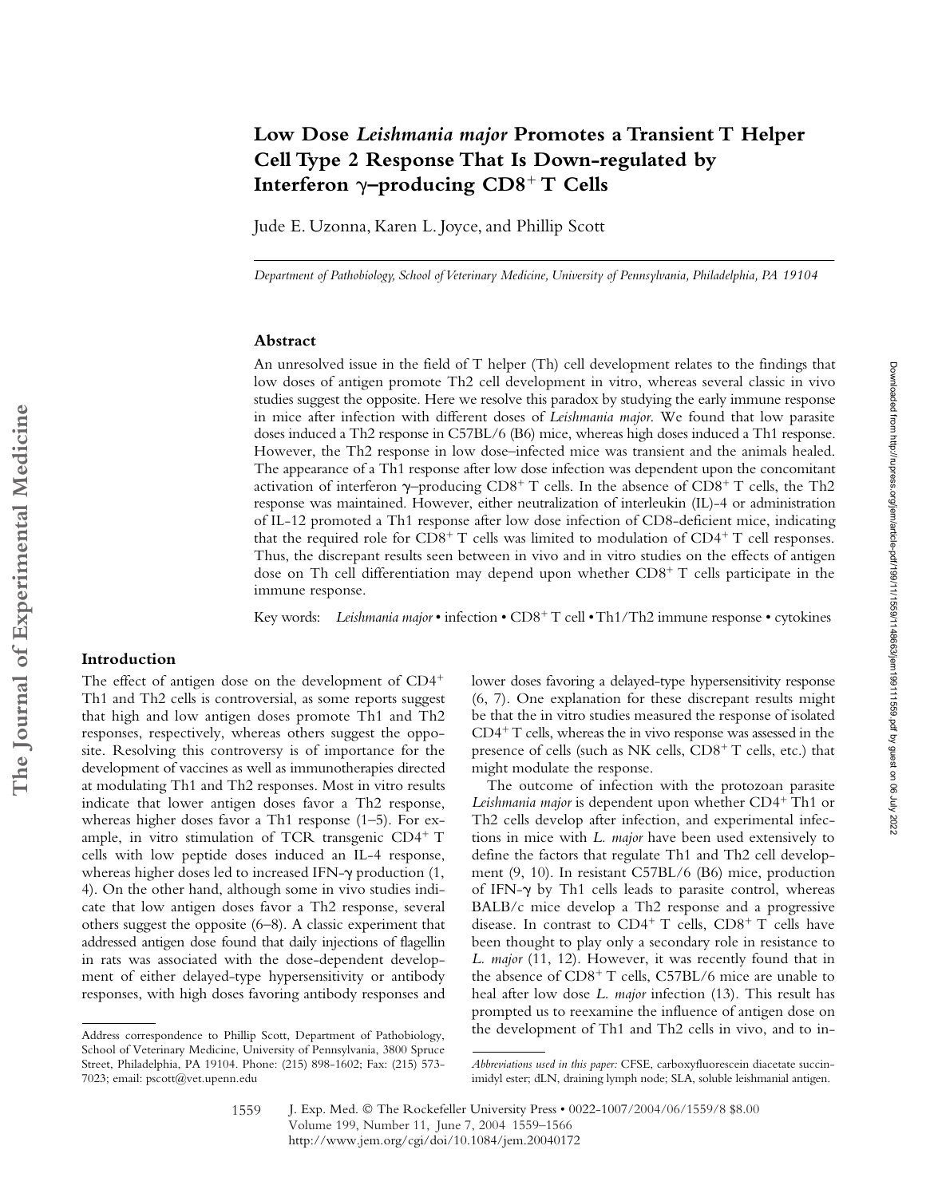# Low Dose *Leishmania major* Promotes a Transient T Helper Cell Type 2 Response That Is Down-regulated by Interferon γ–producing CD8$^+$ T Cells

Jude E. Uzonna, Karen L. Joyce, and Phillip Scott

*Department of Pathobiology, School of Veterinary Medicine, University of Pennsylvania, Philadelphia, PA 19104*

## Abstract

An unresolved issue in the field of T helper (Th) cell development relates to the findings that low doses of antigen promote Th2 cell development in vitro, whereas several classic in vivo studies suggest the opposite. Here we resolve this paradox by studying the early immune response in mice after infection with different doses of *Leishmania major*. We found that low parasite doses induced a Th2 response in C57BL/6 (B6) mice, whereas high doses induced a Th1 response. However, the Th2 response in low dose–infected mice was transient and the animals healed. The appearance of a Th1 response after low dose infection was dependent upon the concomitant activation of interferon γ–producing CD8$^+$ T cells. In the absence of CD8$^+$ T cells, the Th2 response was maintained. However, either neutralization of interleukin (IL)-4 or administration of IL-12 promoted a Th1 response after low dose infection of CD8-deficient mice, indicating that the required role for CD8$^+$ T cells was limited to modulation of CD4$^+$ T cell responses. Thus, the discrepant results seen between in vivo and in vitro studies on the effects of antigen dose on Th cell differentiation may depend upon whether CD8$^+$ T cells participate in the immune response.

Key words: *Leishmania major* • infection • CD8$^+$ T cell • Th1/Th2 immune response • cytokines

## Introduction

The effect of antigen dose on the development of CD4$^+$ Th1 and Th2 cells is controversial, as some reports suggest that high and low antigen doses promote Th1 and Th2 responses, respectively, whereas others suggest the opposite. Resolving this controversy is of importance for the development of vaccines as well as immunotherapies directed at modulating Th1 and Th2 responses. Most in vitro results indicate that lower antigen doses favor a Th2 response, whereas higher doses favor a Th1 response (1–5). For example, in vitro stimulation of TCR transgenic CD4$^+$ T cells with low peptide doses induced an IL-4 response, whereas higher doses led to increased IFN-γ production (1, 4). On the other hand, although some in vivo studies indicate that low antigen doses favor a Th2 response, several others suggest the opposite (6–8). A classic experiment that addressed antigen dose found that daily injections of flagellin in rats was associated with the dose-dependent development of either delayed-type hypersensitivity or antibody responses, with high doses favoring antibody responses and lower doses favoring a delayed-type hypersensitivity response (6, 7). One explanation for these discrepant results might be that the in vitro studies measured the response of isolated CD4$^+$ T cells, whereas the in vivo response was assessed in the presence of cells (such as NK cells, CD8$^+$ T cells, etc.) that might modulate the response.

The outcome of infection with the protozoan parasite *Leishmania major* is dependent upon whether CD4$^+$ Th1 or Th2 cells develop after infection, and experimental infections in mice with *L. major* have been used extensively to define the factors that regulate Th1 and Th2 cell development (9, 10). In resistant C57BL/6 (B6) mice, production of IFN-γ by Th1 cells leads to parasite control, whereas BALB/c mice develop a Th2 response and a progressive disease. In contrast to CD4$^+$ T cells, CD8$^+$ T cells have been thought to play only a secondary role in resistance to *L. major* (11, 12). However, it was recently found that in the absence of CD8$^+$ T cells, C57BL/6 mice are unable to heal after low dose *L. major* infection (13). This result has prompted us to reexamine the influence of antigen dose on the development of Th1 and Th2 cells in vivo, and to in-

Address correspondence to Phillip Scott, Department of Pathobiology, School of Veterinary Medicine, University of Pennsylvania, 3800 Spruce Street, Philadelphia, PA 19104. Phone: (215) 898-1602; Fax: (215) 573-7023; email: pscott@vet.upenn.edu

*Abbreviations used in this paper:* CFSE, carboxyfluorescein diacetate succinimidyl ester; dLN, draining lymph node; SLA, soluble leishmanial antigen.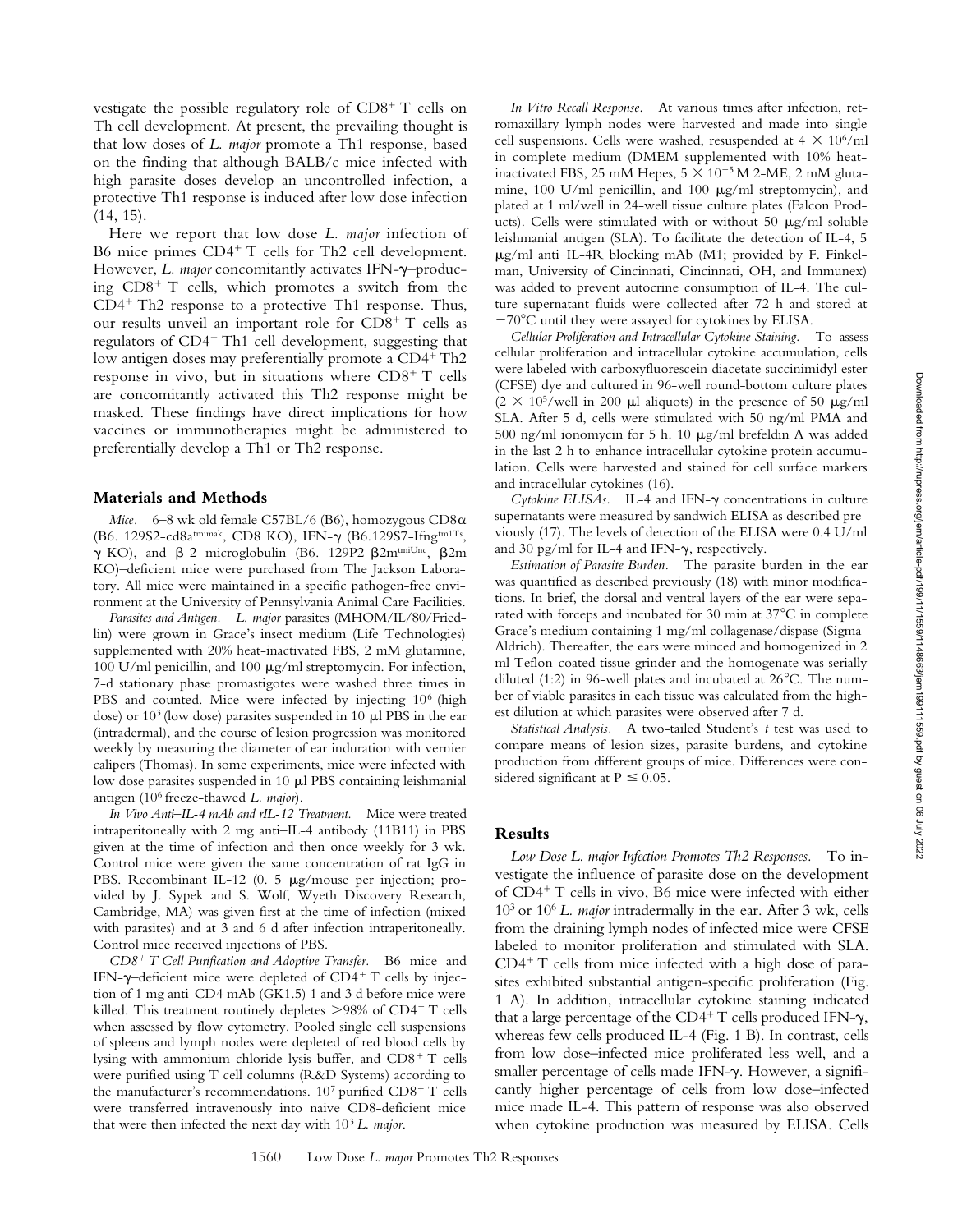vestigate the possible regulatory role of $CD8^+$ T cells on Th cell development. At present, the prevailing thought is that low doses of *L. major* promote a Th1 response, based on the finding that although BALB/c mice infected with high parasite doses develop an uncontrolled infection, a protective Th1 response is induced after low dose infection (14, 15).

Here we report that low dose *L. major* infection of B6 mice primes $CD4^+$ T cells for Th2 cell development. However, *L. major* concomitantly activates IFN-γ–producing $CD8^+$ T cells, which promotes a switch from the $CD4^+$ Th2 response to a protective Th1 response. Thus, our results unveil an important role for $CD8^+$ T cells as regulators of $CD4^+$ Th1 cell development, suggesting that low antigen doses may preferentially promote a $CD4^+$ Th2 response in vivo, but in situations where $CD8^+$ T cells are concomitantly activated this Th2 response might be masked. These findings have direct implications for how vaccines or immunotherapies might be administered to preferentially develop a Th1 or Th2 response.

## Materials and Methods

*Mice.* 6–8 wk old female C57BL/6 (B6), homozygous CD8α (B6. 129S2-cd8a$^{tmimak}$, CD8 KO), IFN-γ (B6.129S7-Ifng$^{tm1Ts}$, γ-KO), and β-2 microglobulin (B6. 129P2-β2m$^{tmiUnc}$, β2m KO)–deficient mice were purchased from The Jackson Laboratory. All mice were maintained in a specific pathogen-free environment at the University of Pennsylvania Animal Care Facilities.

*Parasites and Antigen.* *L. major* parasites (MHOM/IL/80/Friedlin) were grown in Grace's insect medium (Life Technologies) supplemented with 20% heat-inactivated FBS, 2 mM glutamine, 100 U/ml penicillin, and 100 μg/ml streptomycin. For infection, 7-d stationary phase promastigotes were washed three times in PBS and counted. Mice were infected by injecting $10^6$ (high dose) or $10^3$ (low dose) parasites suspended in 10 μl PBS in the ear (intradermal), and the course of lesion progression was monitored weekly by measuring the diameter of ear induration with vernier calipers (Thomas). In some experiments, mice were infected with low dose parasites suspended in 10 μl PBS containing leishmanial antigen ($10^6$ freeze-thawed *L. major*).

*In Vivo Anti–IL-4 mAb and rIL-12 Treatment.* Mice were treated intraperitoneally with 2 mg anti–IL-4 antibody (11B11) in PBS given at the time of infection and then once weekly for 3 wk. Control mice were given the same concentration of rat IgG in PBS. Recombinant IL-12 (0. 5 μg/mouse per injection; provided by J. Sypek and S. Wolf, Wyeth Discovery Research, Cambridge, MA) was given first at the time of infection (mixed with parasites) and at 3 and 6 d after infection intraperitoneally. Control mice received injections of PBS.

*$CD8^+$ T Cell Purification and Adoptive Transfer.* B6 mice and IFN-γ–deficient mice were depleted of $CD4^+$ T cells by injection of 1 mg anti-CD4 mAb (GK1.5) 1 and 3 d before mice were killed. This treatment routinely depletes >98% of $CD4^+$ T cells when assessed by flow cytometry. Pooled single cell suspensions of spleens and lymph nodes were depleted of red blood cells by lysing with ammonium chloride lysis buffer, and $CD8^+$ T cells were purified using T cell columns (R&D Systems) according to the manufacturer's recommendations. $10^7$ purified $CD8^+$ T cells were transferred intravenously into naive CD8-deficient mice that were then infected the next day with $10^3$ *L. major*.

*In Vitro Recall Response.* At various times after infection, retromaxillary lymph nodes were harvested and made into single cell suspensions. Cells were washed, resuspended at $4 \times 10^6$/ml in complete medium (DMEM supplemented with 10% heat-inactivated FBS, 25 mM Hepes, $5 \times 10^{-5}$ M 2-ME, 2 mM glutamine, 100 U/ml penicillin, and 100 μg/ml streptomycin), and plated at 1 ml/well in 24-well tissue culture plates (Falcon Products). Cells were stimulated with or without 50 μg/ml soluble leishmanial antigen (SLA). To facilitate the detection of IL-4, 5 μg/ml anti–IL-4R blocking mAb (M1; provided by F. Finkelman, University of Cincinnati, Cincinnati, OH, and Immunex) was added to prevent autocrine consumption of IL-4. The culture supernatant fluids were collected after 72 h and stored at −70°C until they were assayed for cytokines by ELISA.

*Cellular Proliferation and Intracellular Cytokine Staining.* To assess cellular proliferation and intracellular cytokine accumulation, cells were labeled with carboxyfluorescein diacetate succinimidyl ester (CFSE) dye and cultured in 96-well round-bottom culture plates ($2 \times 10^5$/well in 200 μl aliquots) in the presence of 50 μg/ml SLA. After 5 d, cells were stimulated with 50 ng/ml PMA and 500 ng/ml ionomycin for 5 h. 10 μg/ml brefeldin A was added in the last 2 h to enhance intracellular cytokine protein accumulation. Cells were harvested and stained for cell surface markers and intracellular cytokines (16).

*Cytokine ELISAs.* IL-4 and IFN-γ concentrations in culture supernatants were measured by sandwich ELISA as described previously (17). The levels of detection of the ELISA were 0.4 U/ml and 30 pg/ml for IL-4 and IFN-γ, respectively.

*Estimation of Parasite Burden.* The parasite burden in the ear was quantified as described previously (18) with minor modifications. In brief, the dorsal and ventral layers of the ear were separated with forceps and incubated for 30 min at 37°C in complete Grace's medium containing 1 mg/ml collagenase/dispase (Sigma-Aldrich). Thereafter, the ears were minced and homogenized in 2 ml Teflon-coated tissue grinder and the homogenate was serially diluted (1:2) in 96-well plates and incubated at 26°C. The number of viable parasites in each tissue was calculated from the highest dilution at which parasites were observed after 7 d.

*Statistical Analysis.* A two-tailed Student's *t* test was used to compare means of lesion sizes, parasite burdens, and cytokine production from different groups of mice. Differences were considered significant at $P \leq 0.05$.

## Results

*Low Dose L. major Infection Promotes Th2 Responses.* To investigate the influence of parasite dose on the development of $CD4^+$ T cells in vivo, B6 mice were infected with either $10^3$ or $10^6$ *L. major* intradermally in the ear. After 3 wk, cells from the draining lymph nodes of infected mice were CFSE labeled to monitor proliferation and stimulated with SLA. $CD4^+$ T cells from mice infected with a high dose of parasites exhibited substantial antigen-specific proliferation (Fig. 1 A). In addition, intracellular cytokine staining indicated that a large percentage of the $CD4^+$ T cells produced IFN-γ, whereas few cells produced IL-4 (Fig. 1 B). In contrast, cells from low dose–infected mice proliferated less well, and a smaller percentage of cells made IFN-γ. However, a significantly higher percentage of cells from low dose–infected mice made IL-4. This pattern of response was also observed when cytokine production was measured by ELISA. Cells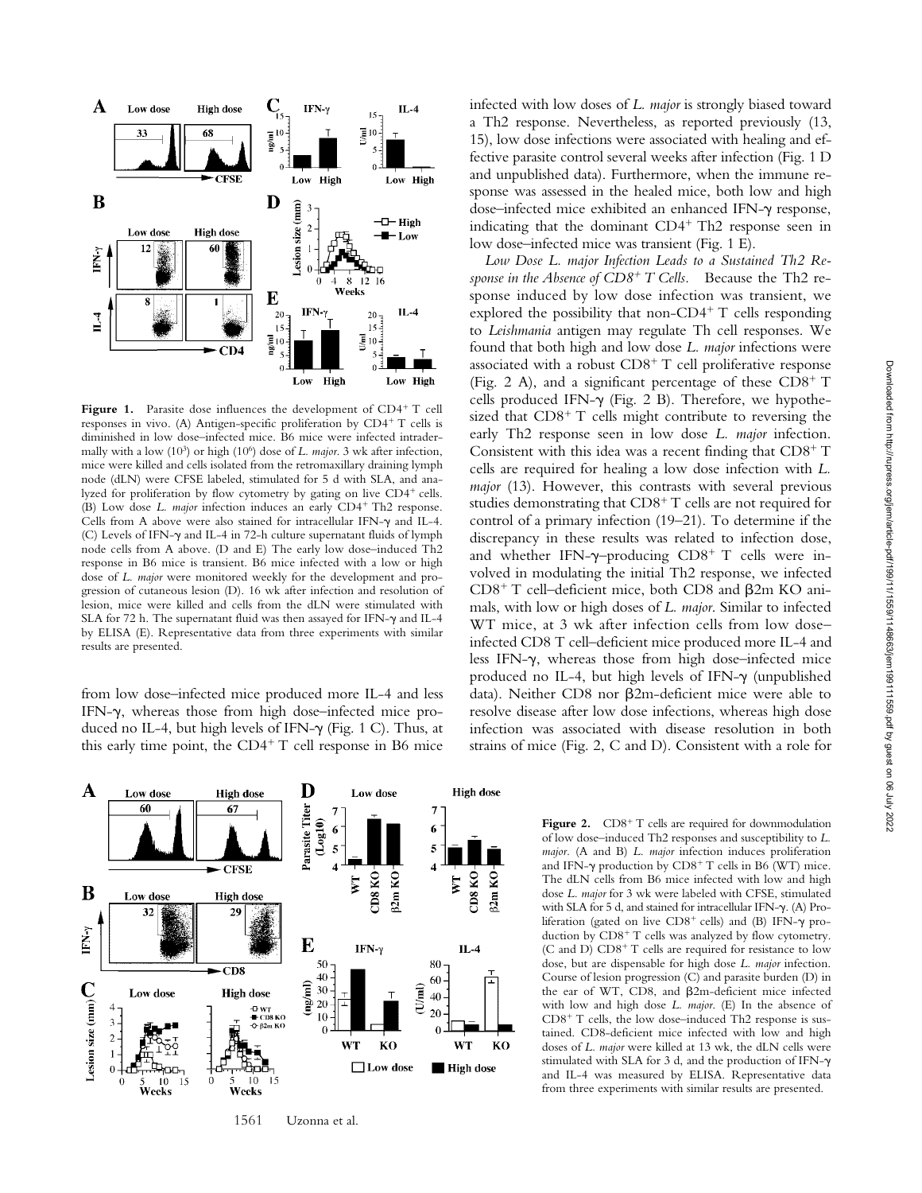**Figure 1.** Parasite dose influences the development of CD4+ T cell responses in vivo. (A) Antigen-specific proliferation by CD4+ T cells is diminished in low dose–infected mice. B6 mice were infected intradermally with a low ($10^3$) or high ($10^6$) dose of *L. major*. 3 wk after infection, mice were killed and cells isolated from the retromaxillary draining lymph node (dLN) were CFSE labeled, stimulated for 5 d with SLA, and analyzed for proliferation by flow cytometry by gating on live CD4+ cells. (B) Low dose *L. major* infection induces an early CD4+ Th2 response. Cells from A above were also stained for intracellular IFN-γ and IL-4. (C) Levels of IFN-γ and IL-4 in 72-h culture supernatant fluids of lymph node cells from A above. (D and E) The early low dose–induced Th2 response in B6 mice is transient. B6 mice infected with a low or high dose of *L. major* were monitored weekly for the development and progression of cutaneous lesion (D). 16 wk after infection and resolution of lesion, mice were killed and cells from the dLN were stimulated with SLA for 72 h. The supernatant fluid was then assayed for IFN-γ and IL-4 by ELISA (E). Representative data from three experiments with similar results are presented.

from low dose–infected mice produced more IL-4 and less IFN-γ, whereas those from high dose–infected mice produced no IL-4, but high levels of IFN-γ (Fig. 1 C). Thus, at this early time point, the CD4+ T cell response in B6 mice infected with low doses of *L. major* is strongly biased toward a Th2 response. Nevertheless, as reported previously (13, 15), low dose infections were associated with healing and effective parasite control several weeks after infection (Fig. 1 D and unpublished data). Furthermore, when the immune response was assessed in the healed mice, both low and high dose–infected mice exhibited an enhanced IFN-γ response, indicating that the dominant CD4+ Th2 response seen in low dose–infected mice was transient (Fig. 1 E).

*Low Dose L. major Infection Leads to a Sustained Th2 Response in the Absence of CD8+ T Cells.* Because the Th2 response induced by low dose infection was transient, we explored the possibility that non-CD4+ T cells responding to *Leishmania* antigen may regulate Th cell responses. We found that both high and low dose *L. major* infections were associated with a robust CD8+ T cell proliferative response (Fig. 2 A), and a significant percentage of these CD8+ T cells produced IFN-γ (Fig. 2 B). Therefore, we hypothesized that CD8+ T cells might contribute to reversing the early Th2 response seen in low dose *L. major* infection. Consistent with this idea was a recent finding that CD8+ T cells are required for healing a low dose infection with *L. major* (13). However, this contrasts with several previous studies demonstrating that CD8+ T cells are not required for control of a primary infection (19–21). To determine if the discrepancy in these results was related to infection dose, and whether IFN-γ–producing CD8+ T cells were involved in modulating the initial Th2 response, we infected CD8+ T cell–deficient mice, both CD8 and β2m KO animals, with low or high doses of *L. major*. Similar to infected WT mice, at 3 wk after infection cells from low dose–infected CD8 T cell–deficient mice produced more IL-4 and less IFN-γ, whereas those from high dose–infected mice produced no IL-4, but high levels of IFN-γ (unpublished data). Neither CD8 nor β2m-deficient mice were able to resolve disease after low dose infections, whereas high dose infection was associated with disease resolution in both strains of mice (Fig. 2, C and D). Consistent with a role for

**Figure 2.** CD8+ T cells are required for downmodulation of low dose–induced Th2 responses and susceptibility to *L. major*. (A and B) *L. major* infection induces proliferation and IFN-γ production by CD8+ T cells in B6 (WT) mice. The dLN cells from B6 mice infected with low and high dose *L. major* for 3 wk were labeled with CFSE, stimulated with SLA for 5 d, and stained for intracellular IFN-γ. (A) Proliferation (gated on live CD8+ cells) and (B) IFN-γ production by CD8+ T cells was analyzed by flow cytometry. (C and D) CD8+ T cells are required for resistance to low dose, but are dispensable for high dose *L. major* infection. Course of lesion progression (C) and parasite burden (D) in the ear of WT, CD8, and β2m-deficient mice infected with low and high dose *L. major*. (E) In the absence of CD8+ T cells, the low dose–induced Th2 response is sustained. CD8-deficient mice infected with low and high doses of *L. major* were killed at 13 wk, the dLN cells were stimulated with SLA for 3 d, and the production of IFN-γ and IL-4 was measured by ELISA. Representative data from three experiments with similar results are presented.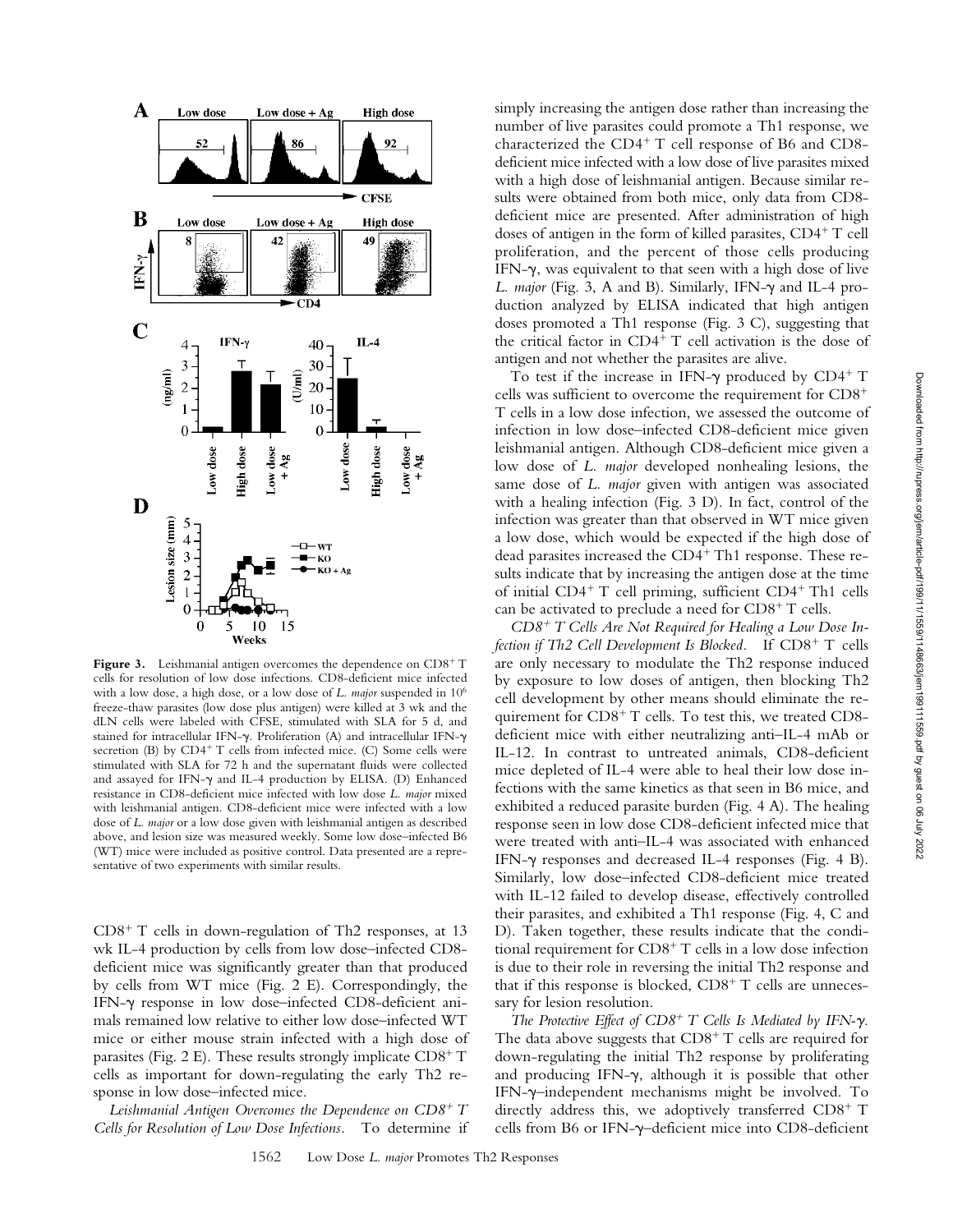**Figure 3.** Leishmanial antigen overcomes the dependence on CD8+ T cells for resolution of low dose infections. CD8-deficient mice infected with a low dose, a high dose, or a low dose of *L. major* suspended in $10^6$ freeze-thaw parasites (low dose plus antigen) were killed at 3 wk and the dLN cells were labeled with CFSE, stimulated with SLA for 5 d, and stained for intracellular IFN-γ. Proliferation (A) and intracellular IFN-γ secretion (B) by CD4+ T cells from infected mice. (C) Some cells were stimulated with SLA for 72 h and the supernatant fluids were collected and assayed for IFN-γ and IL-4 production by ELISA. (D) Enhanced resistance in CD8-deficient mice infected with low dose *L. major* mixed with leishmanial antigen. CD8-deficient mice were infected with a low dose of *L. major* or a low dose given with leishmanial antigen as described above, and lesion size was measured weekly. Some low dose–infected B6 (WT) mice were included as positive control. Data presented are a representative of two experiments with similar results.

CD8+ T cells in down-regulation of Th2 responses, at 13 wk IL-4 production by cells from low dose–infected CD8-deficient mice was significantly greater than that produced by cells from WT mice (Fig. 2 E). Correspondingly, the IFN-γ response in low dose–infected CD8-deficient animals remained low relative to either low dose–infected WT mice or either mouse strain infected with a high dose of parasites (Fig. 2 E). These results strongly implicate CD8+ T cells as important for down-regulating the early Th2 response in low dose–infected mice.

*Leishmanial Antigen Overcomes the Dependence on CD8+ T Cells for Resolution of Low Dose Infections.* To determine if simply increasing the antigen dose rather than increasing the number of live parasites could promote a Th1 response, we characterized the CD4+ T cell response of B6 and CD8-deficient mice infected with a low dose of live parasites mixed with a high dose of leishmanial antigen. Because similar results were obtained from both mice, only data from CD8-deficient mice are presented. After administration of high doses of antigen in the form of killed parasites, CD4+ T cell proliferation, and the percent of those cells producing IFN-γ, was equivalent to that seen with a high dose of live *L. major* (Fig. 3, A and B). Similarly, IFN-γ and IL-4 production analyzed by ELISA indicated that high antigen doses promoted a Th1 response (Fig. 3 C), suggesting that the critical factor in CD4+ T cell activation is the dose of antigen and not whether the parasites are alive.

To test if the increase in IFN-γ produced by CD4+ T cells was sufficient to overcome the requirement for CD8+ T cells in a low dose infection, we assessed the outcome of infection in low dose–infected CD8-deficient mice given leishmanial antigen. Although CD8-deficient mice given a low dose of *L. major* developed nonhealing lesions, the same dose of *L. major* given with antigen was associated with a healing infection (Fig. 3 D). In fact, control of the infection was greater than that observed in WT mice given a low dose, which would be expected if the high dose of dead parasites increased the CD4+ Th1 response. These results indicate that by increasing the antigen dose at the time of initial CD4+ T cell priming, sufficient CD4+ Th1 cells can be activated to preclude a need for CD8+ T cells.

*CD8+ T Cells Are Not Required for Healing a Low Dose Infection if Th2 Cell Development Is Blocked.* If CD8+ T cells are only necessary to modulate the Th2 response induced by exposure to low doses of antigen, then blocking Th2 cell development by other means should eliminate the requirement for CD8+ T cells. To test this, we treated CD8-deficient mice with either neutralizing anti–IL-4 mAb or IL-12. In contrast to untreated animals, CD8-deficient mice depleted of IL-4 were able to heal their low dose infections with the same kinetics as that seen in B6 mice, and exhibited a reduced parasite burden (Fig. 4 A). The healing response seen in low dose CD8-deficient infected mice that were treated with anti–IL-4 was associated with enhanced IFN-γ responses and decreased IL-4 responses (Fig. 4 B). Similarly, low dose–infected CD8-deficient mice treated with IL-12 failed to develop disease, effectively controlled their parasites, and exhibited a Th1 response (Fig. 4, C and D). Taken together, these results indicate that the conditional requirement for CD8+ T cells in a low dose infection is due to their role in reversing the initial Th2 response and that if this response is blocked, CD8+ T cells are unnecessary for lesion resolution.

*The Protective Effect of CD8+ T Cells Is Mediated by IFN-γ.* The data above suggests that CD8+ T cells are required for down-regulating the initial Th2 response by proliferating and producing IFN-γ, although it is possible that other IFN-γ–independent mechanisms might be involved. To directly address this, we adoptively transferred CD8+ T cells from B6 or IFN-γ–deficient mice into CD8-deficient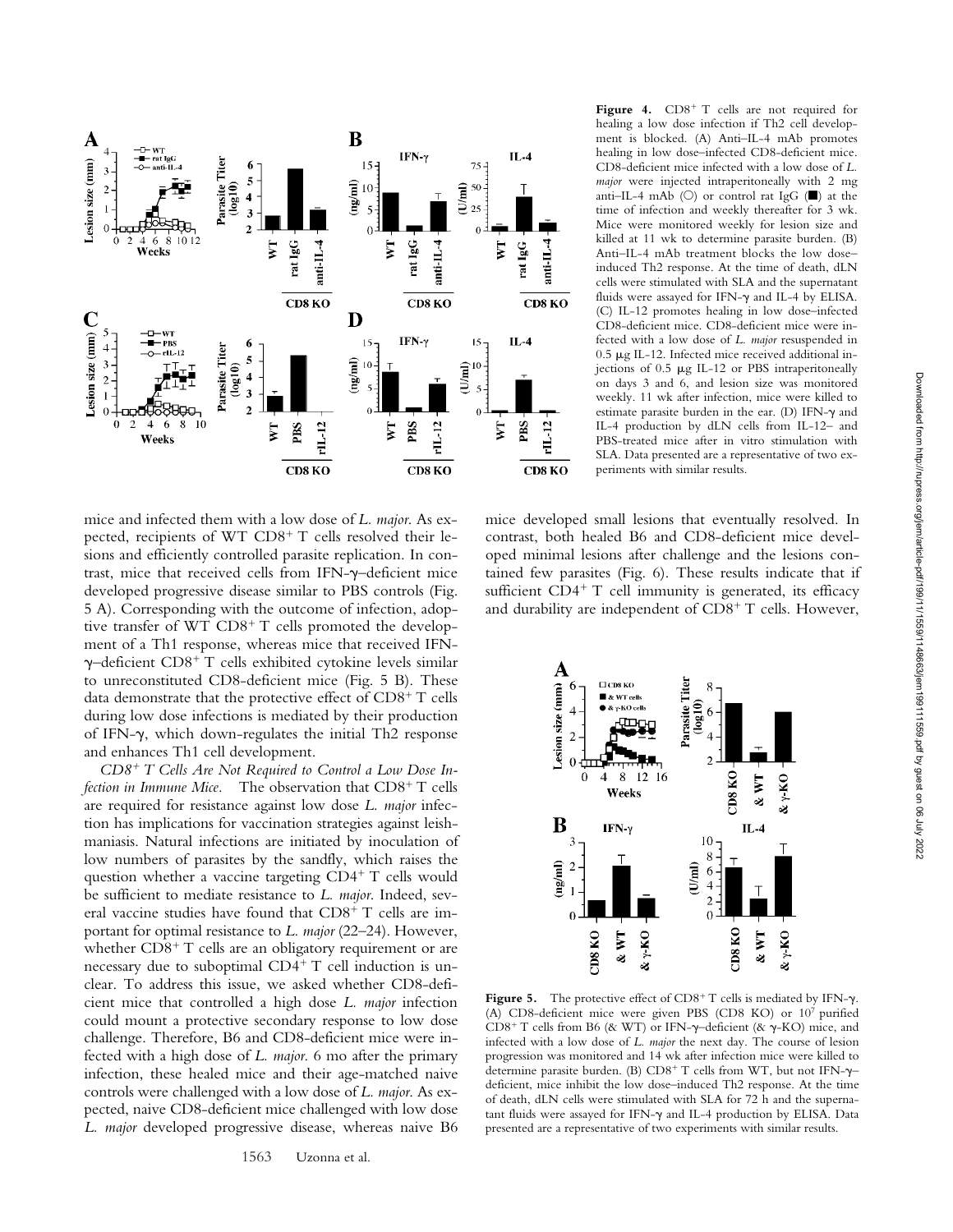**Figure 4.** $CD8^+$ T cells are not required for healing a low dose infection if Th2 cell development is blocked. (A) Anti–IL-4 mAb promotes healing in low dose–infected CD8-deficient mice. CD8-deficient mice infected with a low dose of *L. major* were injected intraperitoneally with 2 mg anti–IL-4 mAb (○) or control rat IgG (■) at the time of infection and weekly thereafter for 3 wk. Mice were monitored weekly for lesion size and killed at 11 wk to determine parasite burden. (B) Anti–IL-4 mAb treatment blocks the low dose–induced Th2 response. At the time of death, dLN cells were stimulated with SLA and the supernatant fluids were assayed for IFN-γ and IL-4 by ELISA. (C) IL-12 promotes healing in low dose–infected CD8-deficient mice. CD8-deficient mice were infected with a low dose of *L. major* resuspended in 0.5 μg IL-12. Infected mice received additional injections of 0.5 μg IL-12 or PBS intraperitoneally on days 3 and 6, and lesion size was monitored weekly. 11 wk after infection, mice were killed to estimate parasite burden in the ear. (D) IFN-γ and IL-4 production by dLN cells from IL-12– and PBS-treated mice after in vitro stimulation with SLA. Data presented are a representative of two experiments with similar results.

mice and infected them with a low dose of *L. major*. As expected, recipients of WT $CD8^+$ T cells resolved their lesions and efficiently controlled parasite replication. In contrast, mice that received cells from IFN-γ–deficient mice developed progressive disease similar to PBS controls (Fig. 5 A). Corresponding with the outcome of infection, adoptive transfer of WT $CD8^+$ T cells promoted the development of a Th1 response, whereas mice that received IFN-γ–deficient $CD8^+$ T cells exhibited cytokine levels similar to unreconstituted CD8-deficient mice (Fig. 5 B). These data demonstrate that the protective effect of $CD8^+$ T cells during low dose infections is mediated by their production of IFN-γ, which down-regulates the initial Th2 response and enhances Th1 cell development.

*$CD8^+$ T Cells Are Not Required to Control a Low Dose Infection in Immune Mice.* The observation that $CD8^+$ T cells are required for resistance against low dose *L. major* infection has implications for vaccination strategies against leishmaniasis. Natural infections are initiated by inoculation of low numbers of parasites by the sandfly, which raises the question whether a vaccine targeting $CD4^+$ T cells would be sufficient to mediate resistance to *L. major*. Indeed, several vaccine studies have found that $CD8^+$ T cells are important for optimal resistance to *L. major* (22–24). However, whether $CD8^+$ T cells are an obligatory requirement or are necessary due to suboptimal $CD4^+$ T cell induction is unclear. To address this issue, we asked whether CD8-deficient mice that controlled a high dose *L. major* infection could mount a protective secondary response to low dose challenge. Therefore, B6 and CD8-deficient mice were infected with a high dose of *L. major*. 6 mo after the primary infection, these healed mice and their age-matched naive controls were challenged with a low dose of *L. major*. As expected, naive CD8-deficient mice challenged with low dose *L. major* developed progressive disease, whereas naive B6 mice developed small lesions that eventually resolved. In contrast, both healed B6 and CD8-deficient mice developed minimal lesions after challenge and the lesions contained few parasites (Fig. 6). These results indicate that if sufficient $CD4^+$ T cell immunity is generated, its efficacy and durability are independent of $CD8^+$ T cells. However,

**Figure 5.** The protective effect of $CD8^+$ T cells is mediated by IFN-γ. (A) CD8-deficient mice were given PBS (CD8 KO) or $10^7$ purified $CD8^+$ T cells from B6 (& WT) or IFN-γ–deficient (& γ-KO) mice, and infected with a low dose of *L. major* the next day. The course of lesion progression was monitored and 14 wk after infection mice were killed to determine parasite burden. (B) $CD8^+$ T cells from WT, but not IFN-γ–deficient, mice inhibit the low dose–induced Th2 response. At the time of death, dLN cells were stimulated with SLA for 72 h and the supernatant fluids were assayed for IFN-γ and IL-4 production by ELISA. Data presented are a representative of two experiments with similar results.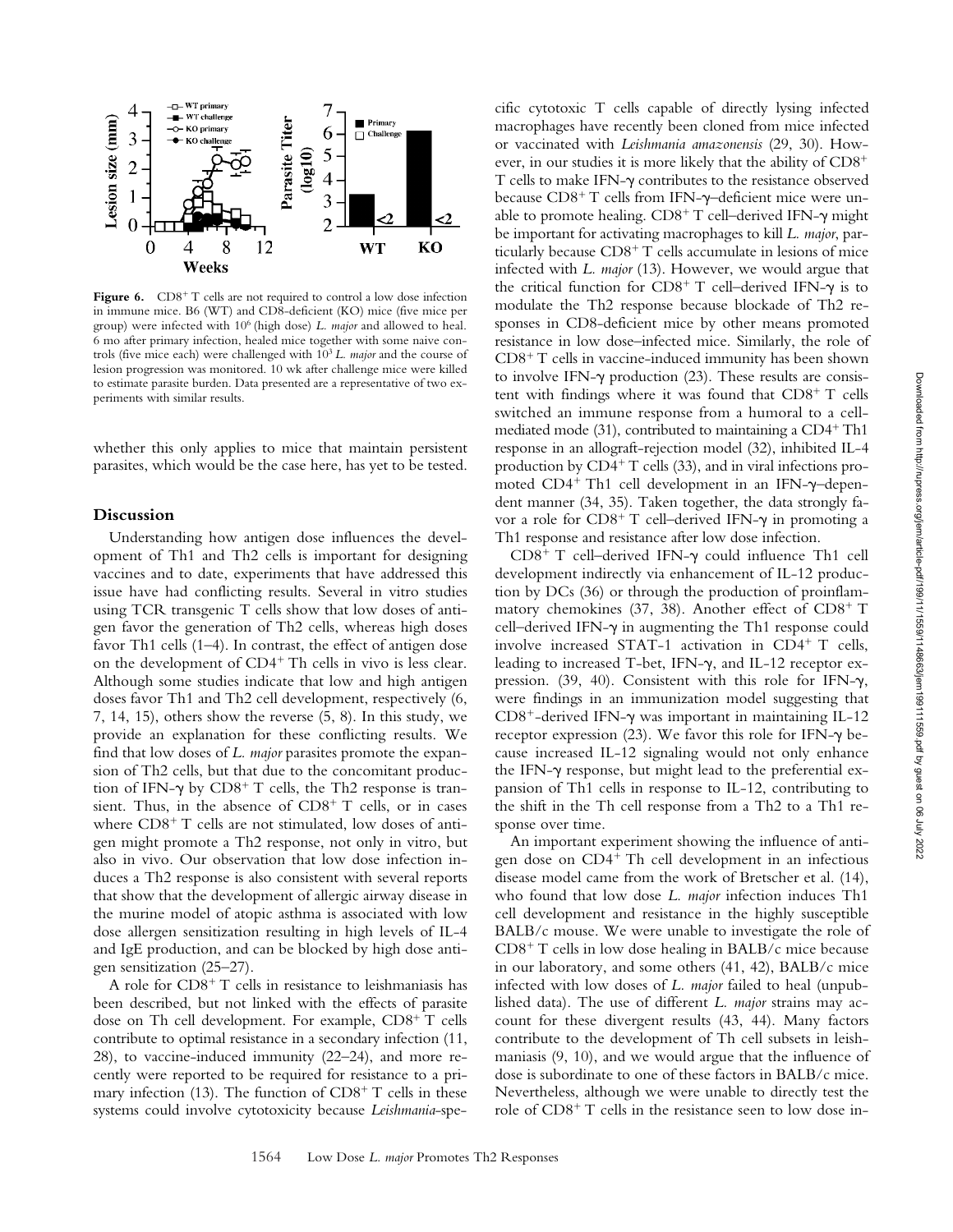**Figure 6.** $CD8^+$ T cells are not required to control a low dose infection in immune mice. B6 (WT) and CD8-deficient (KO) mice (five mice per group) were infected with $10^6$ (high dose) *L. major* and allowed to heal. 6 mo after primary infection, healed mice together with some naive controls (five mice each) were challenged with $10^3$ *L. major* and the course of lesion progression was monitored. 10 wk after challenge mice were killed to estimate parasite burden. Data presented are a representative of two experiments with similar results.

whether this only applies to mice that maintain persistent parasites, which would be the case here, has yet to be tested.

## Discussion

Understanding how antigen dose influences the development of Th1 and Th2 cells is important for designing vaccines and to date, experiments that have addressed this issue have had conflicting results. Several in vitro studies using TCR transgenic T cells show that low doses of antigen favor the generation of Th2 cells, whereas high doses favor Th1 cells (1–4). In contrast, the effect of antigen dose on the development of $CD4^+$ Th cells in vivo is less clear. Although some studies indicate that low and high antigen doses favor Th1 and Th2 cell development, respectively (6, 7, 14, 15), others show the reverse (5, 8). In this study, we provide an explanation for these conflicting results. We find that low doses of *L. major* parasites promote the expansion of Th2 cells, but that due to the concomitant production of IFN-γ by $CD8^+$ T cells, the Th2 response is transient. Thus, in the absence of $CD8^+$ T cells, or in cases where $CD8^+$ T cells are not stimulated, low doses of antigen might promote a Th2 response, not only in vitro, but also in vivo. Our observation that low dose infection induces a Th2 response is also consistent with several reports that show that the development of allergic airway disease in the murine model of atopic asthma is associated with low dose allergen sensitization resulting in high levels of IL-4 and IgE production, and can be blocked by high dose antigen sensitization (25–27).

A role for $CD8^+$ T cells in resistance to leishmaniasis has been described, but not linked with the effects of parasite dose on Th cell development. For example, $CD8^+$ T cells contribute to optimal resistance in a secondary infection (11, 28), to vaccine-induced immunity (22–24), and more recently were reported to be required for resistance to a primary infection (13). The function of $CD8^+$ T cells in these systems could involve cytotoxicity because *Leishmania*-specific cytotoxic T cells capable of directly lysing infected macrophages have recently been cloned from mice infected or vaccinated with *Leishmania amazonensis* (29, 30). However, in our studies it is more likely that the ability of $CD8^+$ T cells to make IFN-γ contributes to the resistance observed because $CD8^+$ T cells from IFN-γ–deficient mice were unable to promote healing. $CD8^+$ T cell–derived IFN-γ might be important for activating macrophages to kill *L. major*, particularly because $CD8^+$ T cells accumulate in lesions of mice infected with *L. major* (13). However, we would argue that the critical function for $CD8^+$ T cell–derived IFN-γ is to modulate the Th2 response because blockade of Th2 responses in CD8-deficient mice by other means promoted resistance in low dose–infected mice. Similarly, the role of $CD8^+$ T cells in vaccine-induced immunity has been shown to involve IFN-γ production (23). These results are consistent with findings where it was found that $CD8^+$ T cells switched an immune response from a humoral to a cell-mediated mode (31), contributed to maintaining a $CD4^+$ Th1 response in an allograft-rejection model (32), inhibited IL-4 production by $CD4^+$ T cells (33), and in viral infections promoted $CD4^+$ Th1 cell development in an IFN-γ–dependent manner (34, 35). Taken together, the data strongly favor a role for $CD8^+$ T cell–derived IFN-γ in promoting a Th1 response and resistance after low dose infection.

$CD8^+$ T cell–derived IFN-γ could influence Th1 cell development indirectly via enhancement of IL-12 production by DCs (36) or through the production of proinflammatory chemokines (37, 38). Another effect of $CD8^+$ T cell–derived IFN-γ in augmenting the Th1 response could involve increased STAT-1 activation in $CD4^+$ T cells, leading to increased T-bet, IFN-γ, and IL-12 receptor expression. (39, 40). Consistent with this role for IFN-γ, were findings in an immunization model suggesting that $CD8^+$-derived IFN-γ was important in maintaining IL-12 receptor expression (23). We favor this role for IFN-γ because increased IL-12 signaling would not only enhance the IFN-γ response, but might lead to the preferential expansion of Th1 cells in response to IL-12, contributing to the shift in the Th cell response from a Th2 to a Th1 response over time.

An important experiment showing the influence of antigen dose on $CD4^+$ Th cell development in an infectious disease model came from the work of Bretscher et al. (14), who found that low dose *L. major* infection induces Th1 cell development and resistance in the highly susceptible BALB/c mouse. We were unable to investigate the role of $CD8^+$ T cells in low dose healing in BALB/c mice because in our laboratory, and some others (41, 42), BALB/c mice infected with low doses of *L. major* failed to heal (unpublished data). The use of different *L. major* strains may account for these divergent results (43, 44). Many factors contribute to the development of Th cell subsets in leishmaniasis (9, 10), and we would argue that the influence of dose is subordinate to one of these factors in BALB/c mice. Nevertheless, although we were unable to directly test the role of $CD8^+$ T cells in the resistance seen to low dose in-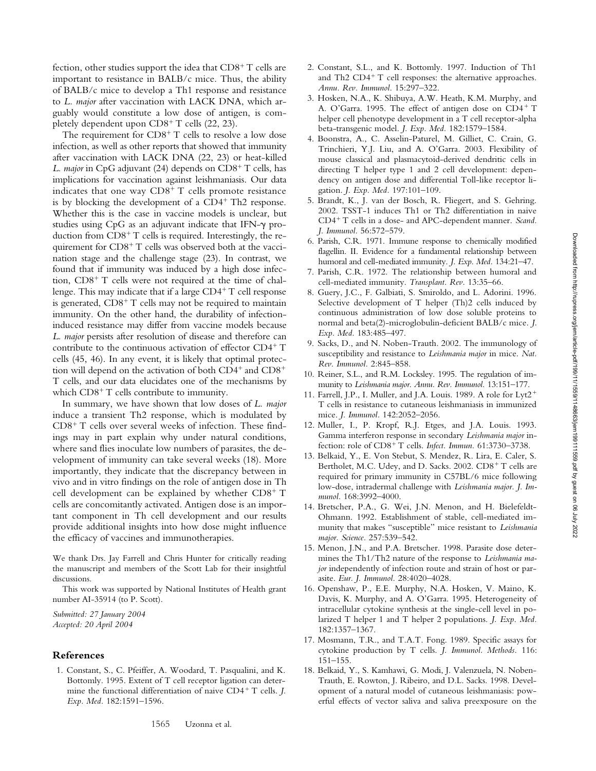fection, other studies support the idea that $CD8^+$ T cells are important to resistance in BALB/c mice. Thus, the ability of BALB/c mice to develop a Th1 response and resistance to *L. major* after vaccination with LACK DNA, which arguably would constitute a low dose of antigen, is completely dependent upon $CD8^+$ T cells (22, 23).

The requirement for $CD8^+$ T cells to resolve a low dose infection, as well as other reports that showed that immunity after vaccination with LACK DNA (22, 23) or heat-killed *L. major* in CpG adjuvant (24) depends on $CD8^+$ T cells, has implications for vaccination against leishmaniasis. Our data indicates that one way $CD8^+$ T cells promote resistance is by blocking the development of a $CD4^+$ Th2 response. Whether this is the case in vaccine models is unclear, but studies using CpG as an adjuvant indicate that IFN-$\gamma$ production from $CD8^+$ T cells is required. Interestingly, the requirement for $CD8^+$ T cells was observed both at the vaccination stage and the challenge stage (23). In contrast, we found that if immunity was induced by a high dose infection, $CD8^+$ T cells were not required at the time of challenge. This may indicate that if a large $CD4^+$ T cell response is generated, $CD8^+$ T cells may not be required to maintain immunity. On the other hand, the durability of infection-induced resistance may differ from vaccine models because *L. major* persists after resolution of disease and therefore can contribute to the continuous activation of effector $CD4^+$ T cells (45, 46). In any event, it is likely that optimal protection will depend on the activation of both $CD4^+$ and $CD8^+$ T cells, and our data elucidates one of the mechanisms by which $CD8^+$ T cells contribute to immunity.

In summary, we have shown that low doses of *L. major* induce a transient Th2 response, which is modulated by $CD8^+$ T cells over several weeks of infection. These findings may in part explain why under natural conditions, where sand flies inoculate low numbers of parasites, the development of immunity can take several weeks (18). More importantly, they indicate that the discrepancy between in vivo and in vitro findings on the role of antigen dose in Th cell development can be explained by whether $CD8^+$ T cells are concomitantly activated. Antigen dose is an important component in Th cell development and our results provide additional insights into how dose might influence the efficacy of vaccines and immunotherapies.

We thank Drs. Jay Farrell and Chris Hunter for critically reading the manuscript and members of the Scott Lab for their insightful discussions.

This work was supported by National Institutes of Health grant number AI-35914 (to P. Scott).

*Submitted: 27 January 2004*
*Accepted: 20 April 2004*

## References

1. Constant, S., C. Pfeiffer, A. Woodard, T. Pasqualini, and K. Bottomly. 1995. Extent of T cell receptor ligation can determine the functional differentiation of naive $CD4^+$ T cells. *J. Exp. Med.* 182:1591–1596.
2. Constant, S.L., and K. Bottomly. 1997. Induction of Th1 and Th2 $CD4^+$ T cell responses: the alternative approaches. *Annu. Rev. Immunol.* 15:297–322.
3. Hosken, N.A., K. Shibuya, A.W. Heath, K.M. Murphy, and A. O'Garra. 1995. The effect of antigen dose on $CD4^+$ T helper cell phenotype development in a T cell receptor-alpha beta-transgenic model. *J. Exp. Med.* 182:1579–1584.
4. Boonstra, A., C. Asselin-Paturel, M. Gilliet, C. Crain, G. Trinchieri, Y.J. Liu, and A. O'Garra. 2003. Flexibility of mouse classical and plasmacytoid-derived dendritic cells in directing T helper type 1 and 2 cell development: dependency on antigen dose and differential Toll-like receptor ligation. *J. Exp. Med.* 197:101–109.
5. Brandt, K., J. van der Bosch, R. Fliegert, and S. Gehring. 2002. TSST-1 induces Th1 or Th2 differentiation in naive $CD4^+$ T cells in a dose- and APC-dependent manner. *Scand. J. Immunol.* 56:572–579.
6. Parish, C.R. 1971. Immune response to chemically modified flagellin. II. Evidence for a fundamental relationship between humoral and cell-mediated immunity. *J. Exp. Med.* 134:21–47.
7. Parish, C.R. 1972. The relationship between humoral and cell-mediated immunity. *Transplant. Rev.* 13:35–66.
8. Guery, J.C., F. Galbiati, S. Smiroldo, and L. Adorini. 1996. Selective development of T helper (Th)2 cells induced by continuous administration of low dose soluble proteins to normal and beta(2)-microglobulin-deficient BALB/c mice. *J. Exp. Med.* 183:485–497.
9. Sacks, D., and N. Noben-Trauth. 2002. The immunology of susceptibility and resistance to *Leishmania major* in mice. *Nat. Rev. Immunol.* 2:845–858.
10. Reiner, S.L., and R.M. Locksley. 1995. The regulation of immunity to *Leishmania major*. *Annu. Rev. Immunol.* 13:151–177.
11. Farrell, J.P., I. Muller, and J.A. Louis. 1989. A role for $Lyt2^+$ T cells in resistance to cutaneous leishmaniasis in immunized mice. *J. Immunol.* 142:2052–2056.
12. Muller, I., P. Kropf, R.J. Etges, and J.A. Louis. 1993. Gamma interferon response in secondary *Leishmania major* infection: role of $CD8^+$ T cells. *Infect. Immun.* 61:3730–3738.
13. Belkaid, Y., E. Von Stebut, S. Mendez, R. Lira, E. Caler, S. Bertholet, M.C. Udey, and D. Sacks. 2002. $CD8^+$ T cells are required for primary immunity in C57BL/6 mice following low-dose, intradermal challenge with *Leishmania major*. *J. Immunol.* 168:3992–4000.
14. Bretscher, P.A., G. Wei, J.N. Menon, and H. Bielefeldt-Ohmann. 1992. Establishment of stable, cell-mediated immunity that makes "susceptible" mice resistant to *Leishmania major*. *Science.* 257:539–542.
15. Menon, J.N., and P.A. Bretscher. 1998. Parasite dose determines the Th1/Th2 nature of the response to *Leishmania major* independently of infection route and strain of host or parasite. *Eur. J. Immunol.* 28:4020–4028.
16. Openshaw, P., E.E. Murphy, N.A. Hosken, V. Maino, K. Davis, K. Murphy, and A. O'Garra. 1995. Heterogeneity of intracellular cytokine synthesis at the single-cell level in polarized T helper 1 and T helper 2 populations. *J. Exp. Med.* 182:1357–1367.
17. Mosmann, T.R., and T.A.T. Fong. 1989. Specific assays for cytokine production by T cells. *J. Immunol. Methods.* 116:151–155.
18. Belkaid, Y., S. Kamhawi, G. Modi, J. Valenzuela, N. Noben-Trauth, E. Rowton, J. Ribeiro, and D.L. Sacks. 1998. Development of a natural model of cutaneous leishmaniasis: powerful effects of vector saliva and saliva preexposure on the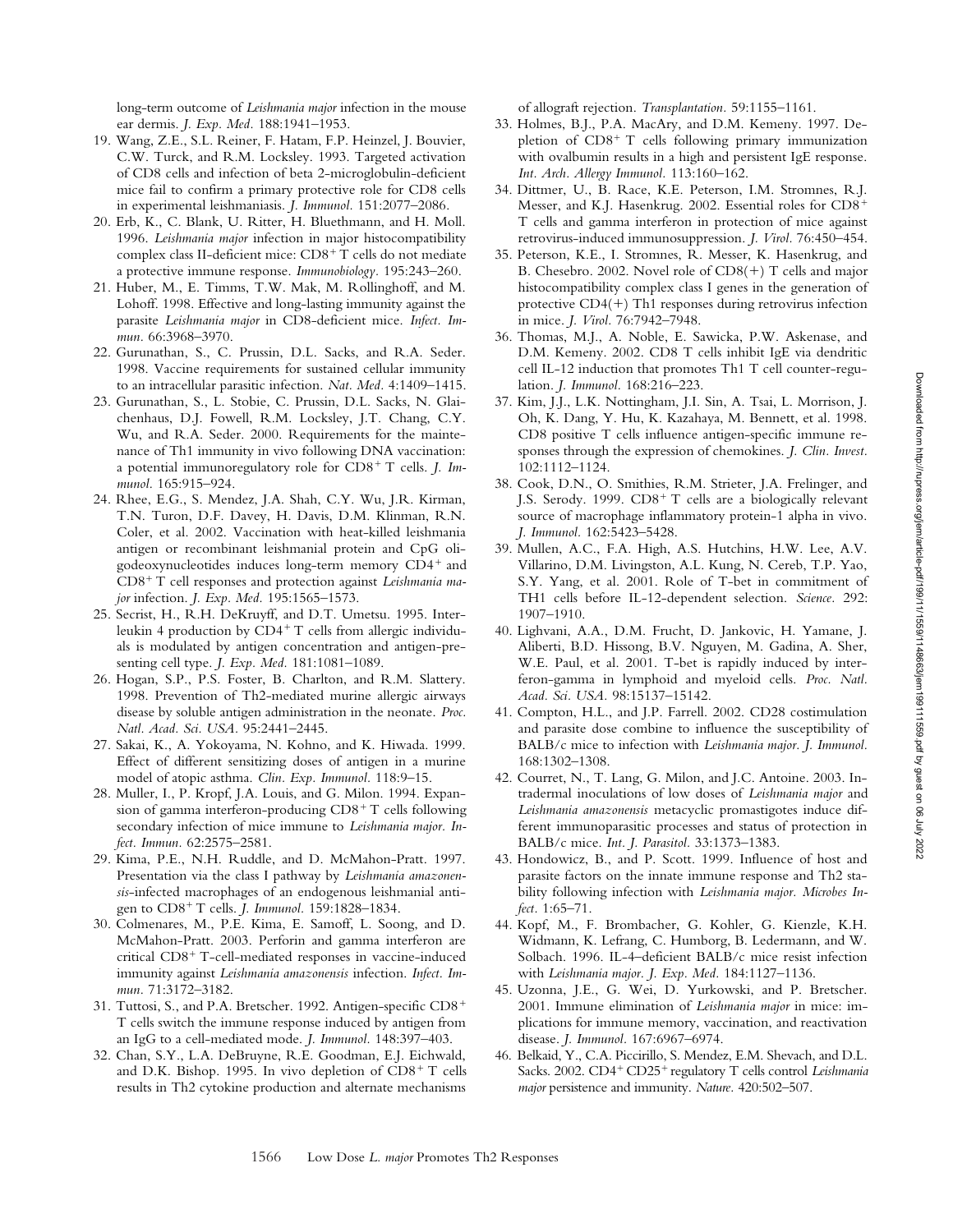long-term outcome of *Leishmania major* infection in the mouse ear dermis. *J. Exp. Med.* 188:1941–1953.

19. Wang, Z.E., S.L. Reiner, F. Hatam, F.P. Heinzel, J. Bouvier, C.W. Turck, and R.M. Locksley. 1993. Targeted activation of CD8 cells and infection of beta 2-microglobulin-deficient mice fail to confirm a primary protective role for CD8 cells in experimental leishmaniasis. *J. Immunol.* 151:2077–2086.
20. Erb, K., C. Blank, U. Ritter, H. Bluethmann, and H. Moll. 1996. *Leishmania major* infection in major histocompatibility complex class II-deficient mice: $CD8^+$ T cells do not mediate a protective immune response. *Immunobiology.* 195:243–260.
21. Huber, M., E. Timms, T.W. Mak, M. Rollinghoff, and M. Lohoff. 1998. Effective and long-lasting immunity against the parasite *Leishmania major* in CD8-deficient mice. *Infect. Immun.* 66:3968–3970.
22. Gurunathan, S., C. Prussin, D.L. Sacks, and R.A. Seder. 1998. Vaccine requirements for sustained cellular immunity to an intracellular parasitic infection. *Nat. Med.* 4:1409–1415.
23. Gurunathan, S., L. Stobie, C. Prussin, D.L. Sacks, N. Glaichenhaus, D.J. Fowell, R.M. Locksley, J.T. Chang, C.Y. Wu, and R.A. Seder. 2000. Requirements for the maintenance of Th1 immunity in vivo following DNA vaccination: a potential immunoregulatory role for $CD8^+$ T cells. *J. Immunol.* 165:915–924.
24. Rhee, E.G., S. Mendez, J.A. Shah, C.Y. Wu, J.R. Kirman, T.N. Turon, D.F. Davey, H. Davis, D.M. Klinman, R.N. Coler, et al. 2002. Vaccination with heat-killed leishmania antigen or recombinant leishmanial protein and CpG oligodeoxynucleotides induces long-term memory $CD4^+$ and $CD8^+$ T cell responses and protection against *Leishmania major* infection. *J. Exp. Med.* 195:1565–1573.
25. Secrist, H., R.H. DeKruyff, and D.T. Umetsu. 1995. Interleukin 4 production by $CD4^+$ T cells from allergic individuals is modulated by antigen concentration and antigen-presenting cell type. *J. Exp. Med.* 181:1081–1089.
26. Hogan, S.P., P.S. Foster, B. Charlton, and R.M. Slattery. 1998. Prevention of Th2-mediated murine allergic airways disease by soluble antigen administration in the neonate. *Proc. Natl. Acad. Sci. USA.* 95:2441–2445.
27. Sakai, K., A. Yokoyama, N. Kohno, and K. Hiwada. 1999. Effect of different sensitizing doses of antigen in a murine model of atopic asthma. *Clin. Exp. Immunol.* 118:9–15.
28. Muller, I., P. Kropf, J.A. Louis, and G. Milon. 1994. Expansion of gamma interferon-producing $CD8^+$ T cells following secondary infection of mice immune to *Leishmania major*. *Infect. Immun.* 62:2575–2581.
29. Kima, P.E., N.H. Ruddle, and D. McMahon-Pratt. 1997. Presentation via the class I pathway by *Leishmania amazonensis*-infected macrophages of an endogenous leishmanial antigen to $CD8^+$ T cells. *J. Immunol.* 159:1828–1834.
30. Colmenares, M., P.E. Kima, E. Samoff, L. Soong, and D. McMahon-Pratt. 2003. Perforin and gamma interferon are critical $CD8^+$ T-cell-mediated responses in vaccine-induced immunity against *Leishmania amazonensis* infection. *Infect. Immun.* 71:3172–3182.
31. Tuttosi, S., and P.A. Bretscher. 1992. Antigen-specific $CD8^+$ T cells switch the immune response induced by antigen from an IgG to a cell-mediated mode. *J. Immunol.* 148:397–403.
32. Chan, S.Y., L.A. DeBruyne, R.E. Goodman, E.J. Eichwald, and D.K. Bishop. 1995. In vivo depletion of $CD8^+$ T cells results in Th2 cytokine production and alternate mechanisms of allograft rejection. *Transplantation.* 59:1155–1161.
33. Holmes, B.J., P.A. MacAry, and D.M. Kemeny. 1997. Depletion of $CD8^+$ T cells following primary immunization with ovalbumin results in a high and persistent IgE response. *Int. Arch. Allergy Immunol.* 113:160–162.
34. Dittmer, U., B. Race, K.E. Peterson, I.M. Stromnes, R.J. Messer, and K.J. Hasenkrug. 2002. Essential roles for $CD8^+$ T cells and gamma interferon in protection of mice against retrovirus-induced immunosuppression. *J. Virol.* 76:450–454.
35. Peterson, K.E., I. Stromnes, R. Messer, K. Hasenkrug, and B. Chesebro. 2002. Novel role of CD8(+) T cells and major histocompatibility complex class I genes in the generation of protective CD4(+) Th1 responses during retrovirus infection in mice. *J. Virol.* 76:7942–7948.
36. Thomas, M.J., A. Noble, E. Sawicka, P.W. Askenase, and D.M. Kemeny. 2002. CD8 T cells inhibit IgE via dendritic cell IL-12 induction that promotes Th1 T cell counter-regulation. *J. Immunol.* 168:216–223.
37. Kim, J.J., L.K. Nottingham, J.I. Sin, A. Tsai, L. Morrison, J. Oh, K. Dang, Y. Hu, K. Kazahaya, M. Bennett, et al. 1998. CD8 positive T cells influence antigen-specific immune responses through the expression of chemokines. *J. Clin. Invest.* 102:1112–1124.
38. Cook, D.N., O. Smithies, R.M. Strieter, J.A. Frelinger, and J.S. Serody. 1999. $CD8^+$ T cells are a biologically relevant source of macrophage inflammatory protein-1 alpha in vivo. *J. Immunol.* 162:5423–5428.
39. Mullen, A.C., F.A. High, A.S. Hutchins, H.W. Lee, A.V. Villarino, D.M. Livingston, A.L. Kung, N. Cereb, T.P. Yao, S.Y. Yang, et al. 2001. Role of T-bet in commitment of TH1 cells before IL-12-dependent selection. *Science.* 292: 1907–1910.
40. Lighvani, A.A., D.M. Frucht, D. Jankovic, H. Yamane, J. Aliberti, B.D. Hissong, B.V. Nguyen, M. Gadina, A. Sher, W.E. Paul, et al. 2001. T-bet is rapidly induced by interferon-gamma in lymphoid and myeloid cells. *Proc. Natl. Acad. Sci. USA.* 98:15137–15142.
41. Compton, H.L., and J.P. Farrell. 2002. CD28 costimulation and parasite dose combine to influence the susceptibility of BALB/c mice to infection with *Leishmania major*. *J. Immunol.* 168:1302–1308.
42. Courret, N., T. Lang, G. Milon, and J.C. Antoine. 2003. Intradermal inoculations of low doses of *Leishmania major* and *Leishmania amazonensis* metacyclic promastigotes induce different immunoparasitic processes and status of protection in BALB/c mice. *Int. J. Parasitol.* 33:1373–1383.
43. Hondowicz, B., and P. Scott. 1999. Influence of host and parasite factors on the innate immune response and Th2 stability following infection with *Leishmania major*. *Microbes Infect.* 1:65–71.
44. Kopf, M., F. Brombacher, G. Kohler, G. Kienzle, K.H. Widmann, K. Lefrang, C. Humborg, B. Ledermann, and W. Solbach. 1996. IL-4–deficient BALB/c mice resist infection with *Leishmania major*. *J. Exp. Med.* 184:1127–1136.
45. Uzonna, J.E., G. Wei, D. Yurkowski, and P. Bretscher. 2001. Immune elimination of *Leishmania major* in mice: implications for immune memory, vaccination, and reactivation disease. *J. Immunol.* 167:6967–6974.
46. Belkaid, Y., C.A. Piccirillo, S. Mendez, E.M. Shevach, and D.L. Sacks. 2002. $CD4^+$ $CD25^+$ regulatory T cells control *Leishmania major* persistence and immunity. *Nature.* 420:502–507.